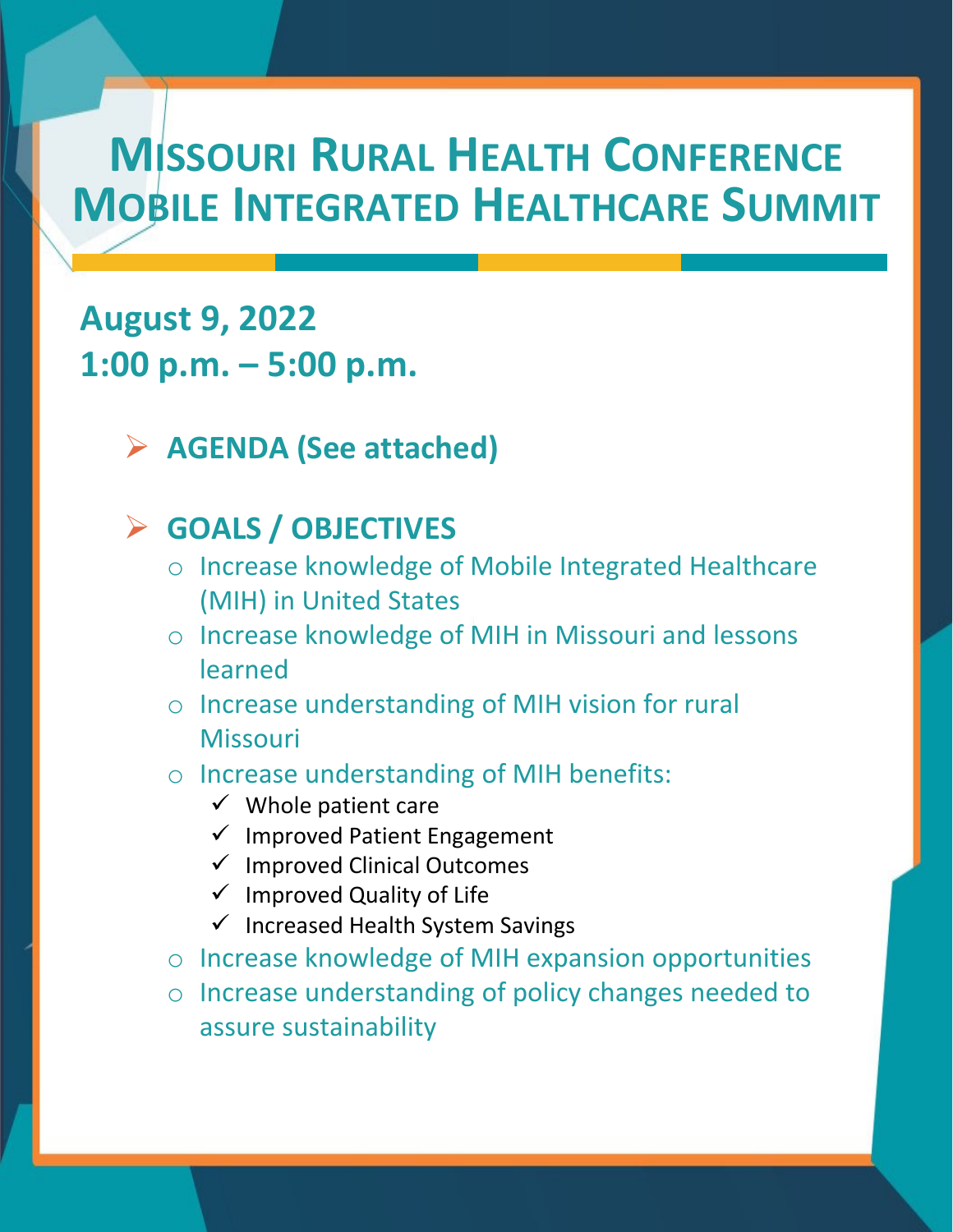# Missouri Rural Health Conference Mobile Integrated Healthcare Summit

**August 9, 2022**
**1:00 p.m. – 5:00 p.m.**

- **AGENDA (See attached)**

- **GOALS / OBJECTIVES**
  - Increase knowledge of Mobile Integrated Healthcare (MIH) in United States
  - Increase knowledge of MIH in Missouri and lessons learned
  - Increase understanding of MIH vision for rural Missouri
  - Increase understanding of MIH benefits:
    - ✓ Whole patient care
    - ✓ Improved Patient Engagement
    - ✓ Improved Clinical Outcomes
    - ✓ Improved Quality of Life
    - ✓ Increased Health System Savings
  - Increase knowledge of MIH expansion opportunities
  - Increase understanding of policy changes needed to assure sustainability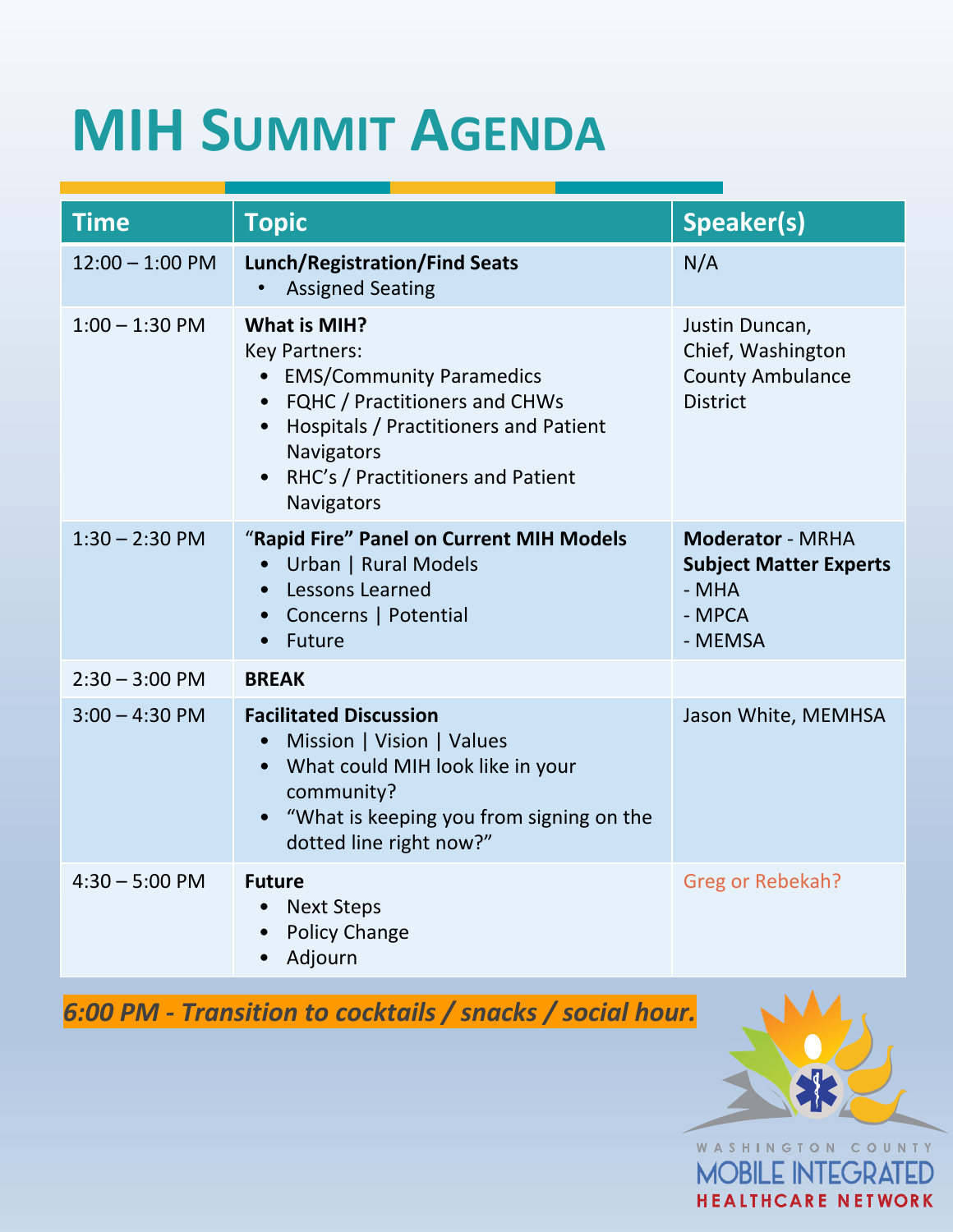# MIH SUMMIT AGENDA

| Time | Topic | Speaker(s) |
|---|---|---|
| 12:00 – 1:00 PM | **Lunch/Registration/Find Seats**<br>• Assigned Seating | N/A |
| 1:00 – 1:30 PM | **What is MIH?**<br>Key Partners:<br>• EMS/Community Paramedics<br>• FQHC / Practitioners and CHWs<br>• Hospitals / Practitioners and Patient Navigators<br>• RHC's / Practitioners and Patient Navigators | Justin Duncan, Chief, Washington County Ambulance District |
| 1:30 – 2:30 PM | "**Rapid Fire" Panel on Current MIH Models**<br>• Urban \| Rural Models<br>• Lessons Learned<br>• Concerns \| Potential<br>• Future | **Moderator** - MRHA<br>**Subject Matter Experts**<br>- MHA<br>- MPCA<br>- MEMSA |
| 2:30 – 3:00 PM | **BREAK** | |
| 3:00 – 4:30 PM | **Facilitated Discussion**<br>• Mission \| Vision \| Values<br>• What could MIH look like in your community?<br>• "What is keeping you from signing on the dotted line right now?" | Jason White, MEMHSA |
| 4:30 – 5:00 PM | **Future**<br>• Next Steps<br>• Policy Change<br>• Adjourn | Greg or Rebekah? |

***6:00 PM - Transition to cocktails / snacks / social hour.***

WASHINGTON COUNTY
MOBILE INTEGRATED
HEALTHCARE NETWORK